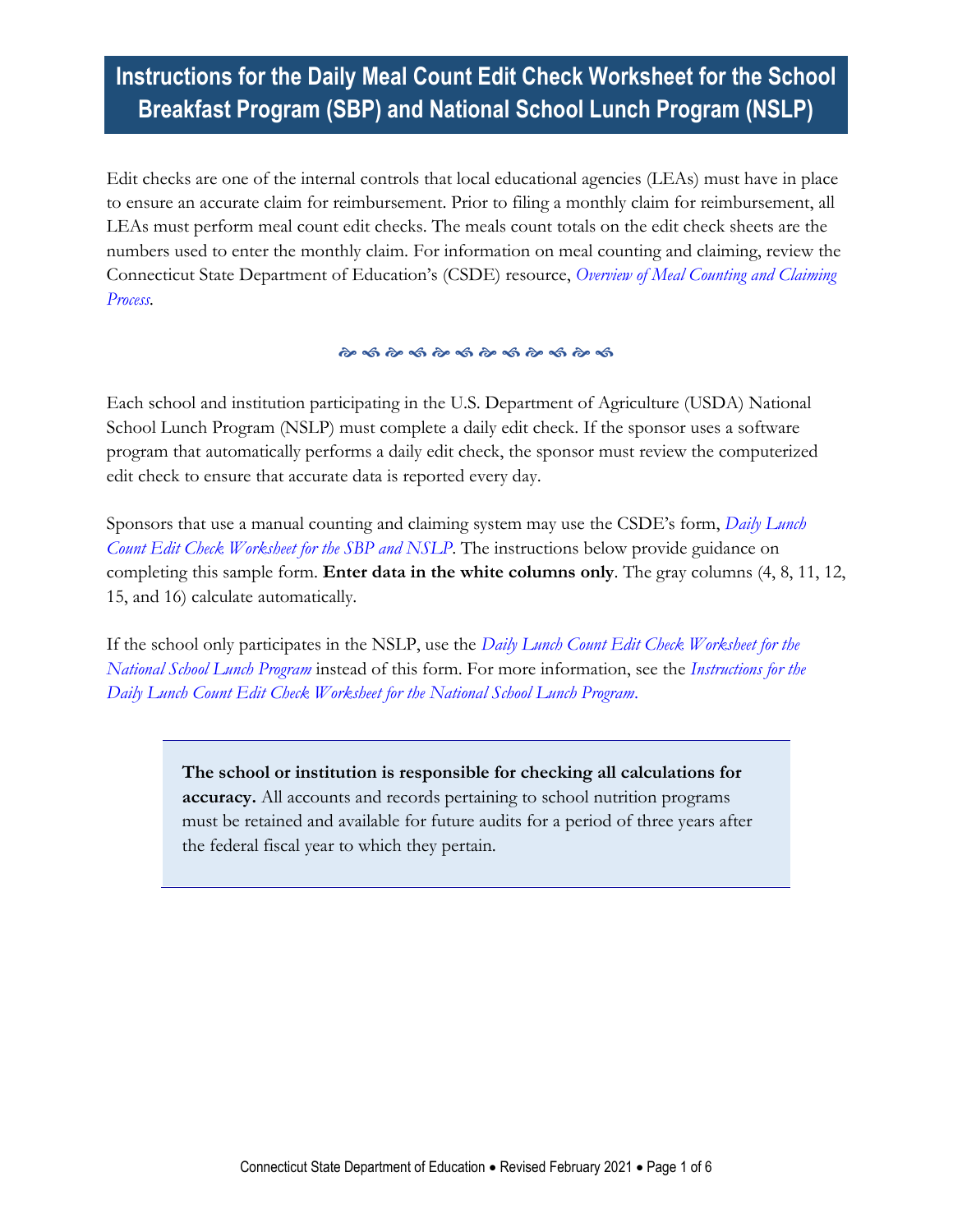# Instructions for the Daily Meal Count Edit Check Worksheet for the School Breakfast Program (SBP) and National School Lunch Program (NSLP)

Edit checks are one of the internal controls that local educational agencies (LEAs) must have in place to ensure an accurate claim for reimbursement. Prior to filing a monthly claim for reimbursement, all LEAs must perform meal count edit checks. The meals count totals on the edit check sheets are the numbers used to enter the monthly claim. For information on meal counting and claiming, review the Connecticut State Department of Education's (CSDE) resource, *Overview of Meal Counting and Claiming Process*.

Each school and institution participating in the U.S. Department of Agriculture (USDA) National School Lunch Program (NSLP) must complete a daily edit check. If the sponsor uses a software program that automatically performs a daily edit check, the sponsor must review the computerized edit check to ensure that accurate data is reported every day.

Sponsors that use a manual counting and claiming system may use the CSDE's form, *Daily Lunch Count Edit Check Worksheet for the SBP and NSLP*. The instructions below provide guidance on completing this sample form. **Enter data in the white columns only**. The gray columns (4, 8, 11, 12, 15, and 16) calculate automatically.

If the school only participates in the NSLP, use the *Daily Lunch Count Edit Check Worksheet for the National School Lunch Program* instead of this form. For more information, see the *Instructions for the Daily Lunch Count Edit Check Worksheet for the National School Lunch Program*.

> **The school or institution is responsible for checking all calculations for accuracy.** All accounts and records pertaining to school nutrition programs must be retained and available for future audits for a period of three years after the federal fiscal year to which they pertain.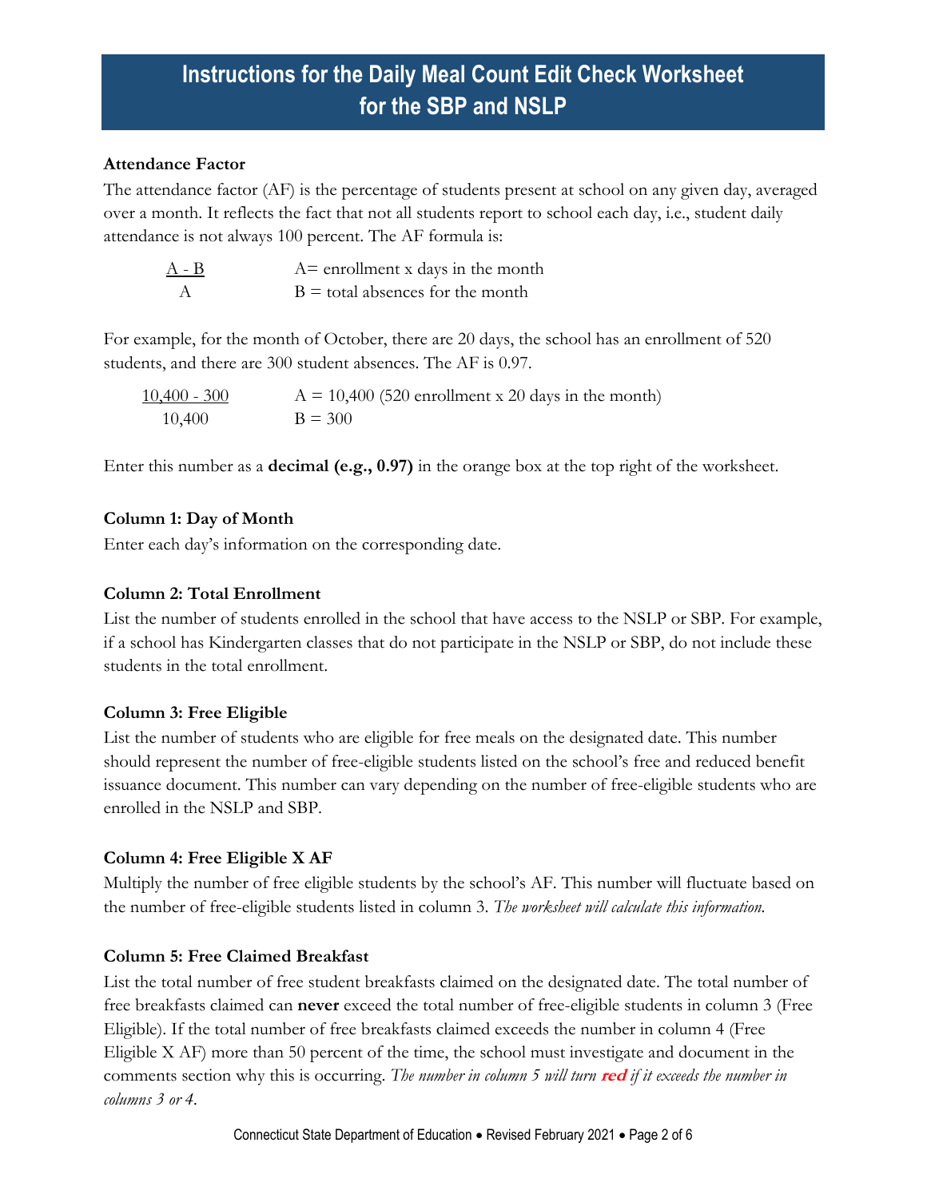# Instructions for the Daily Meal Count Edit Check Worksheet for the SBP and NSLP

**Attendance Factor**

The attendance factor (AF) is the percentage of students present at school on any given day, averaged over a month. It reflects the fact that not all students report to school each day, i.e., student daily attendance is not always 100 percent. The AF formula is:

$$\frac{A - B}{A}$$

A = enrollment x days in the month
B = total absences for the month

For example, for the month of October, there are 20 days, the school has an enrollment of 520 students, and there are 300 student absences. The AF is 0.97.

$$\frac{10{,}400 - 300}{10{,}400}$$

A = 10,400 (520 enrollment x 20 days in the month)
B = 300

Enter this number as a **decimal (e.g., 0.97)** in the orange box at the top right of the worksheet.

**Column 1: Day of Month**

Enter each day's information on the corresponding date.

**Column 2: Total Enrollment**

List the number of students enrolled in the school that have access to the NSLP or SBP. For example, if a school has Kindergarten classes that do not participate in the NSLP or SBP, do not include these students in the total enrollment.

**Column 3: Free Eligible**

List the number of students who are eligible for free meals on the designated date. This number should represent the number of free-eligible students listed on the school's free and reduced benefit issuance document. This number can vary depending on the number of free-eligible students who are enrolled in the NSLP and SBP.

**Column 4: Free Eligible X AF**

Multiply the number of free eligible students by the school's AF. This number will fluctuate based on the number of free-eligible students listed in column 3. *The worksheet will calculate this information.*

**Column 5: Free Claimed Breakfast**

List the total number of free student breakfasts claimed on the designated date. The total number of free breakfasts claimed can **never** exceed the total number of free-eligible students in column 3 (Free Eligible). If the total number of free breakfasts claimed exceeds the number in column 4 (Free Eligible X AF) more than 50 percent of the time, the school must investigate and document in the comments section why this is occurring. *The number in column 5 will turn **red** if it exceeds the number in columns 3 or 4.*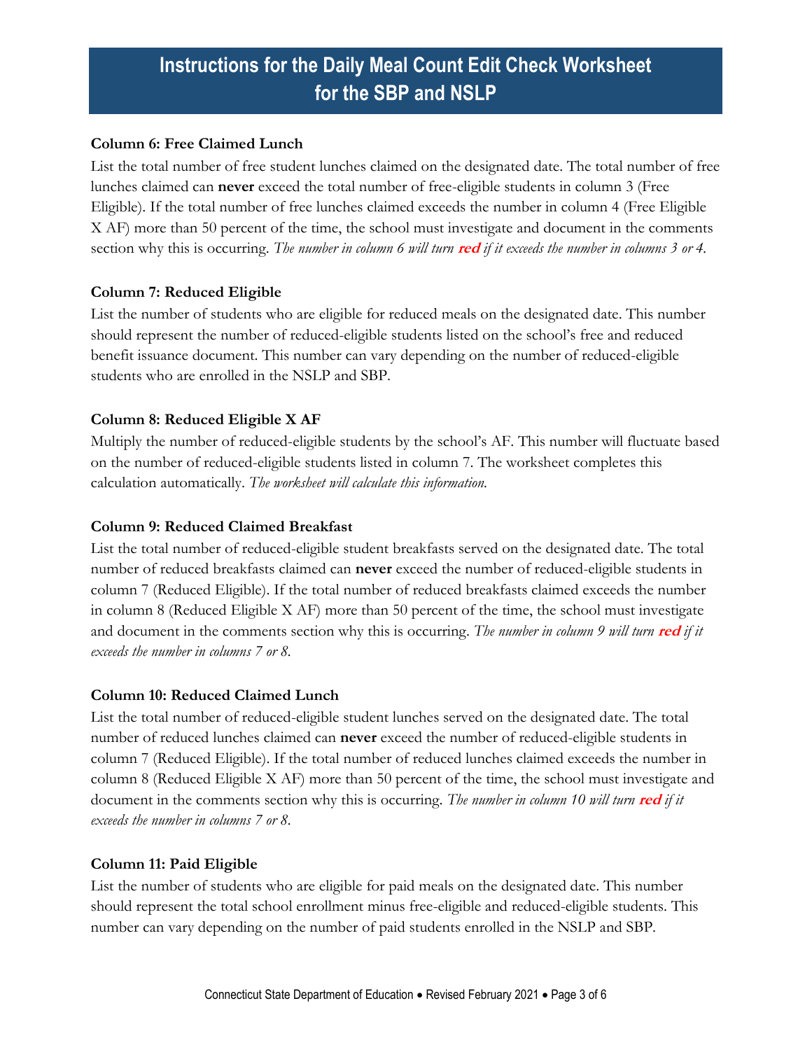# Instructions for the Daily Meal Count Edit Check Worksheet for the SBP and NSLP

**Column 6: Free Claimed Lunch**

List the total number of free student lunches claimed on the designated date. The total number of free lunches claimed can **never** exceed the total number of free-eligible students in column 3 (Free Eligible). If the total number of free lunches claimed exceeds the number in column 4 (Free Eligible X AF) more than 50 percent of the time, the school must investigate and document in the comments section why this is occurring. *The number in column 6 will turn* ***red*** *if it exceeds the number in columns 3 or 4.*

**Column 7: Reduced Eligible**

List the number of students who are eligible for reduced meals on the designated date. This number should represent the number of reduced-eligible students listed on the school's free and reduced benefit issuance document. This number can vary depending on the number of reduced-eligible students who are enrolled in the NSLP and SBP.

**Column 8: Reduced Eligible X AF**

Multiply the number of reduced-eligible students by the school's AF. This number will fluctuate based on the number of reduced-eligible students listed in column 7. The worksheet completes this calculation automatically. *The worksheet will calculate this information.*

**Column 9: Reduced Claimed Breakfast**

List the total number of reduced-eligible student breakfasts served on the designated date. The total number of reduced breakfasts claimed can **never** exceed the number of reduced-eligible students in column 7 (Reduced Eligible). If the total number of reduced breakfasts claimed exceeds the number in column 8 (Reduced Eligible X AF) more than 50 percent of the time, the school must investigate and document in the comments section why this is occurring. *The number in column 9 will turn* ***red*** *if it exceeds the number in columns 7 or 8.*

**Column 10: Reduced Claimed Lunch**

List the total number of reduced-eligible student lunches served on the designated date. The total number of reduced lunches claimed can **never** exceed the number of reduced-eligible students in column 7 (Reduced Eligible). If the total number of reduced lunches claimed exceeds the number in column 8 (Reduced Eligible X AF) more than 50 percent of the time, the school must investigate and document in the comments section why this is occurring. *The number in column 10 will turn* ***red*** *if it exceeds the number in columns 7 or 8.*

**Column 11: Paid Eligible**

List the number of students who are eligible for paid meals on the designated date. This number should represent the total school enrollment minus free-eligible and reduced-eligible students. This number can vary depending on the number of paid students enrolled in the NSLP and SBP.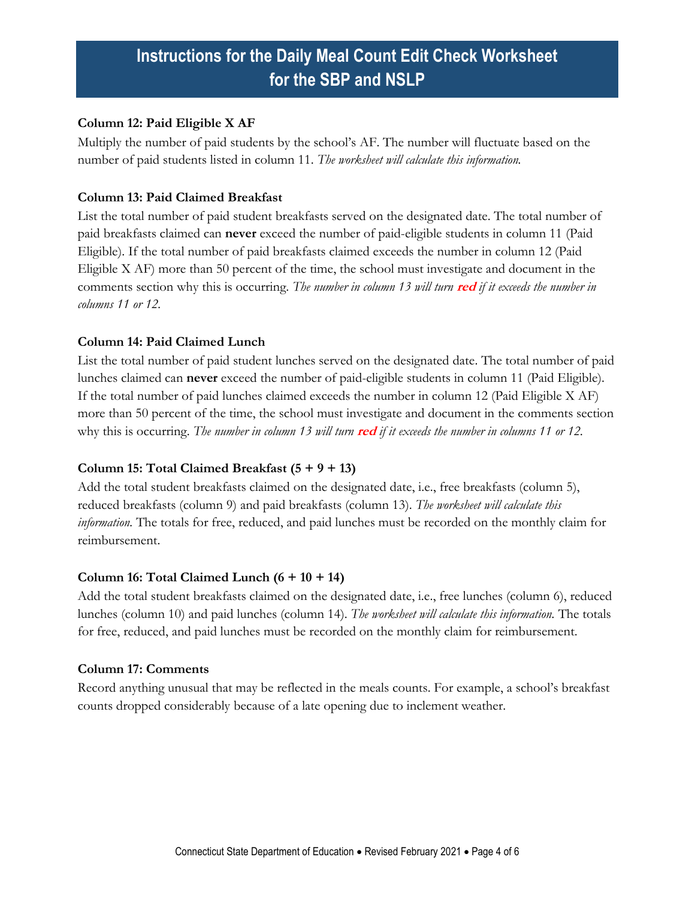# Instructions for the Daily Meal Count Edit Check Worksheet for the SBP and NSLP

**Column 12: Paid Eligible X AF**

Multiply the number of paid students by the school's AF. The number will fluctuate based on the number of paid students listed in column 11. *The worksheet will calculate this information.*

**Column 13: Paid Claimed Breakfast**

List the total number of paid student breakfasts served on the designated date. The total number of paid breakfasts claimed can **never** exceed the number of paid-eligible students in column 11 (Paid Eligible). If the total number of paid breakfasts claimed exceeds the number in column 12 (Paid Eligible X AF) more than 50 percent of the time, the school must investigate and document in the comments section why this is occurring. *The number in column 13 will turn* ***red*** *if it exceeds the number in columns 11 or 12.*

**Column 14: Paid Claimed Lunch**

List the total number of paid student lunches served on the designated date. The total number of paid lunches claimed can **never** exceed the number of paid-eligible students in column 11 (Paid Eligible). If the total number of paid lunches claimed exceeds the number in column 12 (Paid Eligible X AF) more than 50 percent of the time, the school must investigate and document in the comments section why this is occurring. *The number in column 13 will turn* ***red*** *if it exceeds the number in columns 11 or 12.*

**Column 15: Total Claimed Breakfast (5 + 9 + 13)**

Add the total student breakfasts claimed on the designated date, i.e., free breakfasts (column 5), reduced breakfasts (column 9) and paid breakfasts (column 13). *The worksheet will calculate this information.* The totals for free, reduced, and paid lunches must be recorded on the monthly claim for reimbursement.

**Column 16: Total Claimed Lunch (6 + 10 + 14)**

Add the total student breakfasts claimed on the designated date, i.e., free lunches (column 6), reduced lunches (column 10) and paid lunches (column 14). *The worksheet will calculate this information.* The totals for free, reduced, and paid lunches must be recorded on the monthly claim for reimbursement.

**Column 17: Comments**

Record anything unusual that may be reflected in the meals counts. For example, a school's breakfast counts dropped considerably because of a late opening due to inclement weather.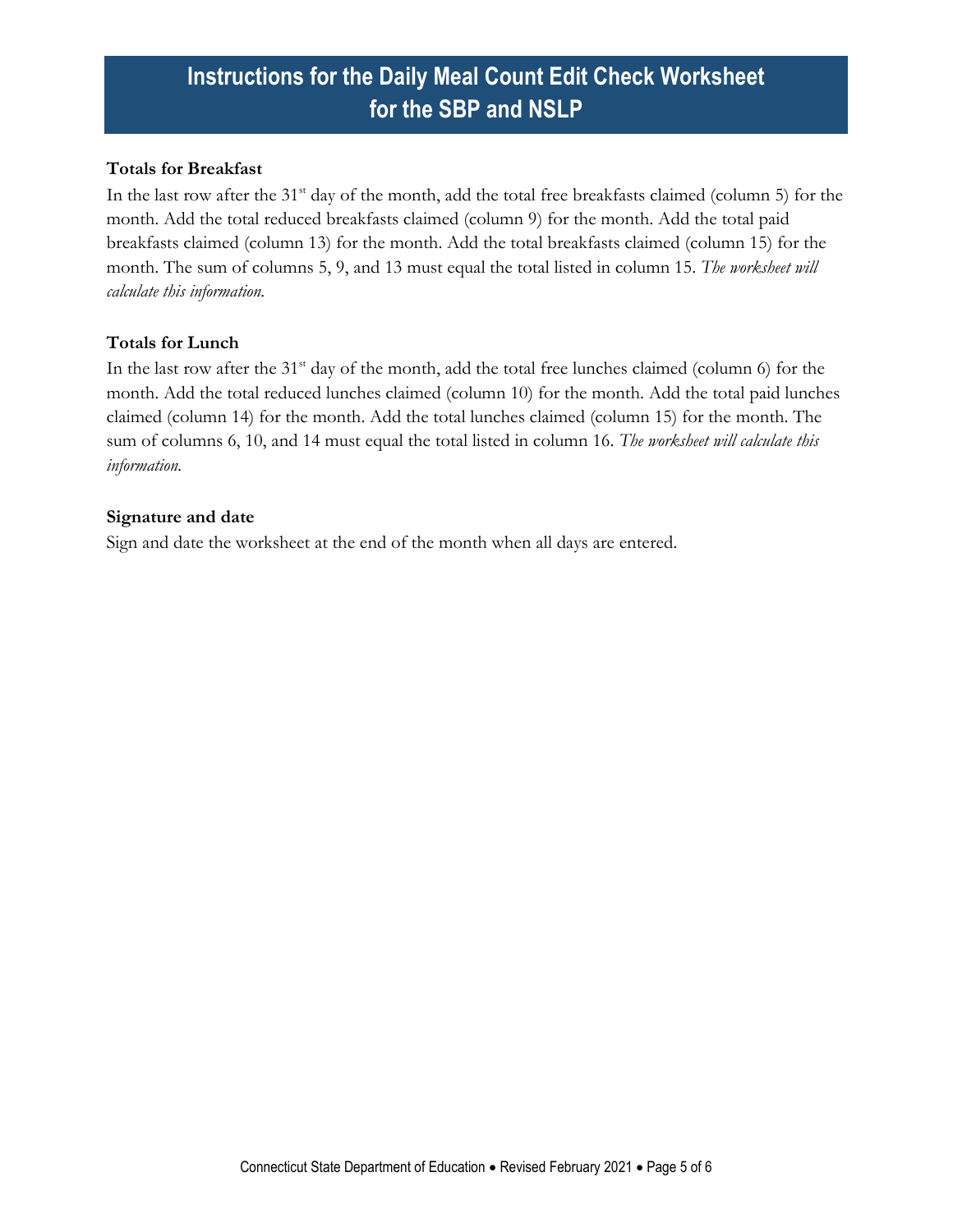# Instructions for the Daily Meal Count Edit Check Worksheet for the SBP and NSLP

**Totals for Breakfast**

In the last row after the 31st day of the month, add the total free breakfasts claimed (column 5) for the month. Add the total reduced breakfasts claimed (column 9) for the month. Add the total paid breakfasts claimed (column 13) for the month. Add the total breakfasts claimed (column 15) for the month. The sum of columns 5, 9, and 13 must equal the total listed in column 15. *The worksheet will calculate this information.*

**Totals for Lunch**

In the last row after the 31st day of the month, add the total free lunches claimed (column 6) for the month. Add the total reduced lunches claimed (column 10) for the month. Add the total paid lunches claimed (column 14) for the month. Add the total lunches claimed (column 15) for the month. The sum of columns 6, 10, and 14 must equal the total listed in column 16. *The worksheet will calculate this information.*

**Signature and date**

Sign and date the worksheet at the end of the month when all days are entered.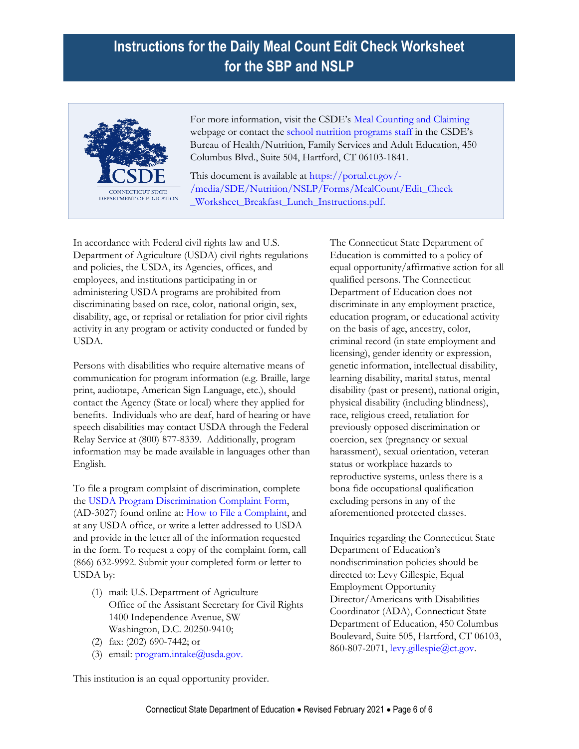# Instructions for the Daily Meal Count Edit Check Worksheet for the SBP and NSLP

For more information, visit the CSDE's Meal Counting and Claiming webpage or contact the school nutrition programs staff in the CSDE's Bureau of Health/Nutrition, Family Services and Adult Education, 450 Columbus Blvd., Suite 504, Hartford, CT 06103-1841.

This document is available at https://portal.ct.gov/-/media/SDE/Nutrition/NSLP/Forms/MealCount/Edit_Check_Worksheet_Breakfast_Lunch_Instructions.pdf.

In accordance with Federal civil rights law and U.S. Department of Agriculture (USDA) civil rights regulations and policies, the USDA, its Agencies, offices, and employees, and institutions participating in or administering USDA programs are prohibited from discriminating based on race, color, national origin, sex, disability, age, or reprisal or retaliation for prior civil rights activity in any program or activity conducted or funded by USDA.

Persons with disabilities who require alternative means of communication for program information (e.g. Braille, large print, audiotape, American Sign Language, etc.), should contact the Agency (State or local) where they applied for benefits. Individuals who are deaf, hard of hearing or have speech disabilities may contact USDA through the Federal Relay Service at (800) 877-8339. Additionally, program information may be made available in languages other than English.

To file a program complaint of discrimination, complete the USDA Program Discrimination Complaint Form, (AD-3027) found online at: How to File a Complaint, and at any USDA office, or write a letter addressed to USDA and provide in the letter all of the information requested in the form. To request a copy of the complaint form, call (866) 632-9992. Submit your completed form or letter to USDA by:

1. mail: U.S. Department of Agriculture
   Office of the Assistant Secretary for Civil Rights
   1400 Independence Avenue, SW
   Washington, D.C. 20250-9410;
2. fax: (202) 690-7442; or
3. email: program.intake@usda.gov.

This institution is an equal opportunity provider.

The Connecticut State Department of Education is committed to a policy of equal opportunity/affirmative action for all qualified persons. The Connecticut Department of Education does not discriminate in any employment practice, education program, or educational activity on the basis of age, ancestry, color, criminal record (in state employment and licensing), gender identity or expression, genetic information, intellectual disability, learning disability, marital status, mental disability (past or present), national origin, physical disability (including blindness), race, religious creed, retaliation for previously opposed discrimination or coercion, sex (pregnancy or sexual harassment), sexual orientation, veteran status or workplace hazards to reproductive systems, unless there is a bona fide occupational qualification excluding persons in any of the aforementioned protected classes.

Inquiries regarding the Connecticut State Department of Education's nondiscrimination policies should be directed to: Levy Gillespie, Equal Employment Opportunity Director/Americans with Disabilities Coordinator (ADA), Connecticut State Department of Education, 450 Columbus Boulevard, Suite 505, Hartford, CT 06103, 860-807-2071, levy.gillespie@ct.gov.